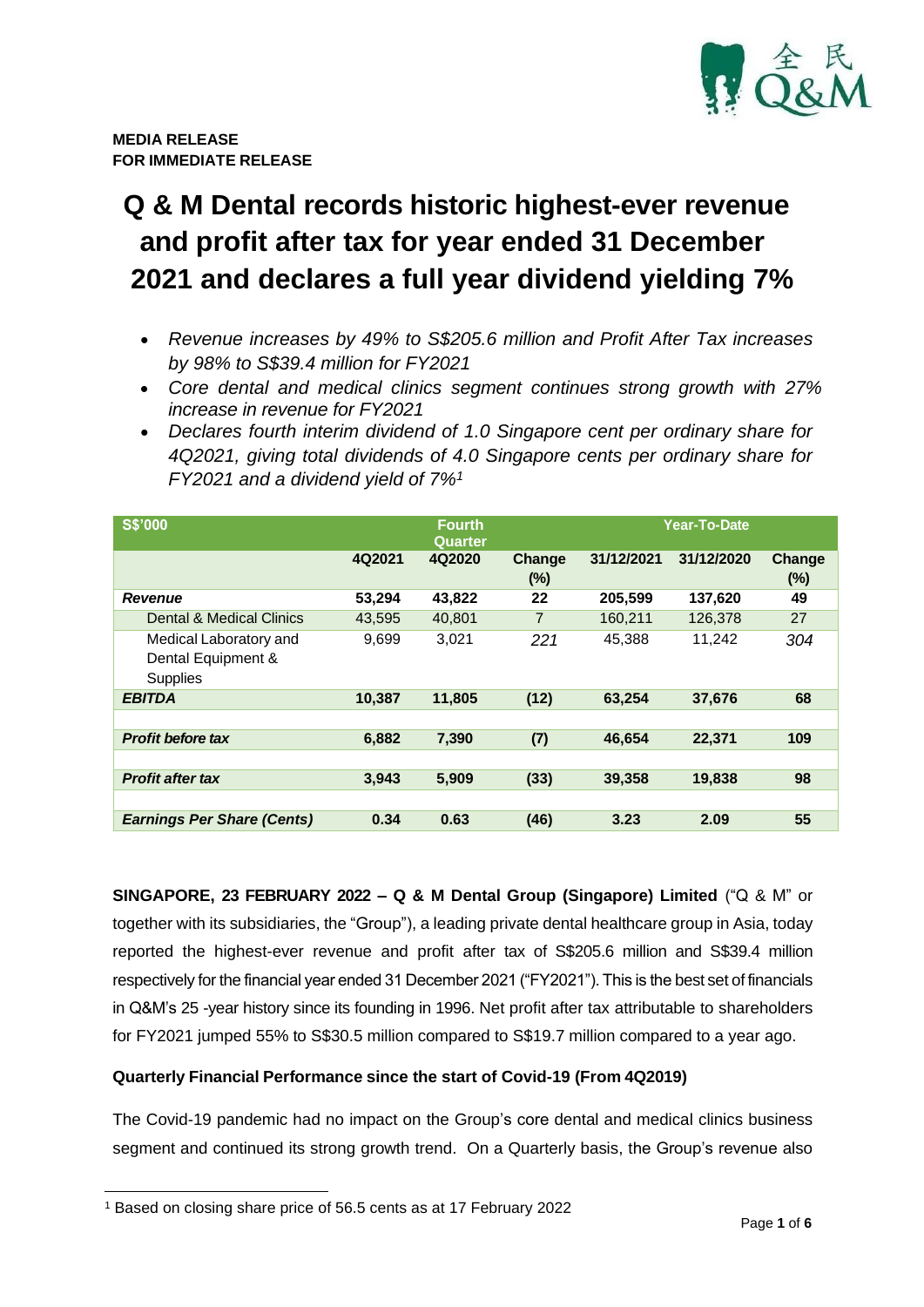**MEDIA RELEASE**
**FOR IMMEDIATE RELEASE**

# Q & M Dental records historic highest-ever revenue and profit after tax for year ended 31 December 2021 and declares a full year dividend yielding 7%

- *Revenue increases by 49% to S$205.6 million and Profit After Tax increases by 98% to S$39.4 million for FY2021*
- *Core dental and medical clinics segment continues strong growth with 27% increase in revenue for FY2021*
- *Declares fourth interim dividend of 1.0 Singapore cent per ordinary share for 4Q2021, giving total dividends of 4.0 Singapore cents per ordinary share for FY2021 and a dividend yield of 7%[1]*

| S$'000 | | Fourth Quarter | | | Year-To-Date | |
|---|---|---|---|---|---|---|
| | 4Q2021 | 4Q2020 | Change (%) | 31/12/2021 | 31/12/2020 | Change (%) |
| ***Revenue*** | **53,294** | **43,822** | **22** | **205,599** | **137,620** | **49** |
| Dental & Medical Clinics | 43,595 | 40,801 | 7 | 160,211 | 126,378 | 27 |
| Medical Laboratory and Dental Equipment & Supplies | 9,699 | 3,021 | *221* | 45,388 | 11,242 | *304* |
| ***EBITDA*** | **10,387** | **11,805** | **(12)** | **63,254** | **37,676** | **68** |
| ***Profit before tax*** | **6,882** | **7,390** | **(7)** | **46,654** | **22,371** | **109** |
| ***Profit after tax*** | **3,943** | **5,909** | **(33)** | **39,358** | **19,838** | **98** |
| ***Earnings Per Share (Cents)*** | **0.34** | **0.63** | **(46)** | **3.23** | **2.09** | **55** |

**SINGAPORE, 23 FEBRUARY 2022 – Q & M Dental Group (Singapore) Limited** ("Q & M" or together with its subsidiaries, the "Group"), a leading private dental healthcare group in Asia, today reported the highest-ever revenue and profit after tax of S$205.6 million and S$39.4 million respectively for the financial year ended 31 December 2021 ("FY2021"). This is the best set of financials in Q&M's 25 -year history since its founding in 1996. Net profit after tax attributable to shareholders for FY2021 jumped 55% to S$30.5 million compared to S$19.7 million compared to a year ago.

**Quarterly Financial Performance since the start of Covid-19 (From 4Q2019)**

The Covid-19 pandemic had no impact on the Group's core dental and medical clinics business segment and continued its strong growth trend. On a Quarterly basis, the Group's revenue also

[1] Based on closing share price of 56.5 cents as at 17 February 2022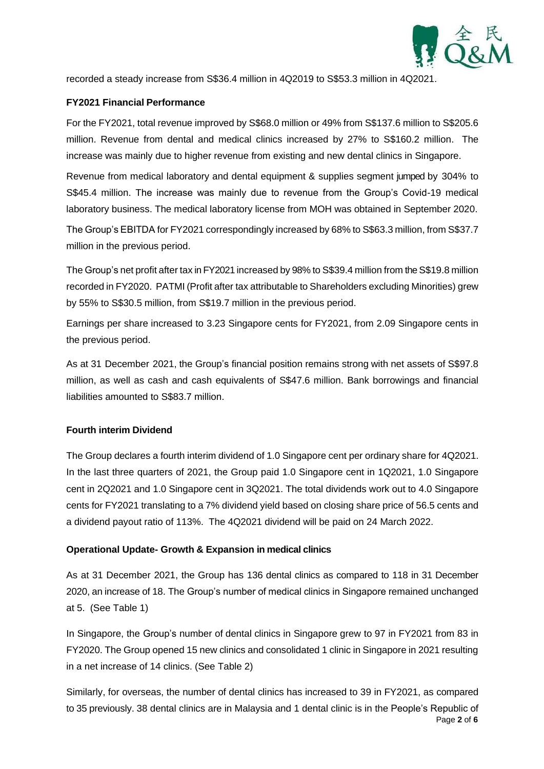recorded a steady increase from S$36.4 million in 4Q2019 to S$53.3 million in 4Q2021.

**FY2021 Financial Performance**

For the FY2021, total revenue improved by S$68.0 million or 49% from S$137.6 million to S$205.6 million. Revenue from dental and medical clinics increased by 27% to S$160.2 million. The increase was mainly due to higher revenue from existing and new dental clinics in Singapore.

Revenue from medical laboratory and dental equipment & supplies segment jumped by 304% to S$45.4 million. The increase was mainly due to revenue from the Group's Covid-19 medical laboratory business. The medical laboratory license from MOH was obtained in September 2020.

The Group's EBITDA for FY2021 correspondingly increased by 68% to S$63.3 million, from S$37.7 million in the previous period.

The Group's net profit after tax in FY2021 increased by 98% to S$39.4 million from the S$19.8 million recorded in FY2020. PATMI (Profit after tax attributable to Shareholders excluding Minorities) grew by 55% to S$30.5 million, from S$19.7 million in the previous period.

Earnings per share increased to 3.23 Singapore cents for FY2021, from 2.09 Singapore cents in the previous period.

As at 31 December 2021, the Group's financial position remains strong with net assets of S$97.8 million, as well as cash and cash equivalents of S$47.6 million. Bank borrowings and financial liabilities amounted to S$83.7 million.

**Fourth interim Dividend**

The Group declares a fourth interim dividend of 1.0 Singapore cent per ordinary share for 4Q2021. In the last three quarters of 2021, the Group paid 1.0 Singapore cent in 1Q2021, 1.0 Singapore cent in 2Q2021 and 1.0 Singapore cent in 3Q2021. The total dividends work out to 4.0 Singapore cents for FY2021 translating to a 7% dividend yield based on closing share price of 56.5 cents and a dividend payout ratio of 113%. The 4Q2021 dividend will be paid on 24 March 2022.

**Operational Update- Growth & Expansion in medical clinics**

As at 31 December 2021, the Group has 136 dental clinics as compared to 118 in 31 December 2020, an increase of 18. The Group's number of medical clinics in Singapore remained unchanged at 5. (See Table 1)

In Singapore, the Group's number of dental clinics in Singapore grew to 97 in FY2021 from 83 in FY2020. The Group opened 15 new clinics and consolidated 1 clinic in Singapore in 2021 resulting in a net increase of 14 clinics. (See Table 2)

Similarly, for overseas, the number of dental clinics has increased to 39 in FY2021, as compared to 35 previously. 38 dental clinics are in Malaysia and 1 dental clinic is in the People's Republic of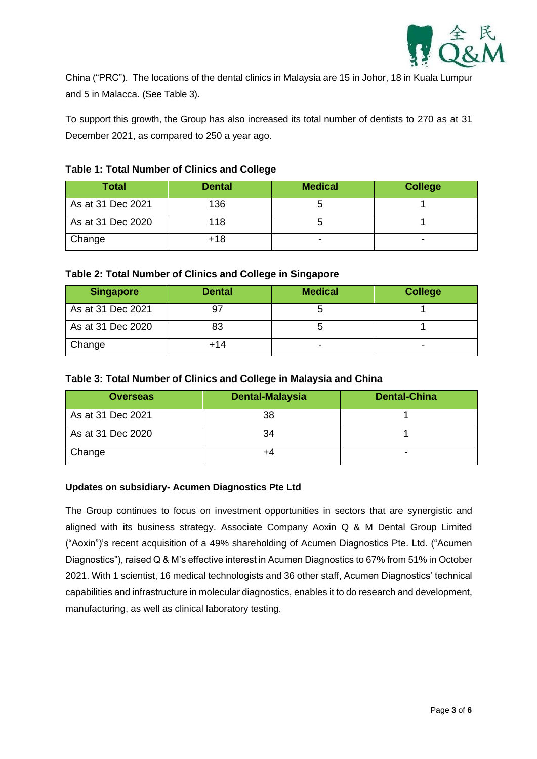China ("PRC"). The locations of the dental clinics in Malaysia are 15 in Johor, 18 in Kuala Lumpur and 5 in Malacca. (See Table 3).

To support this growth, the Group has also increased its total number of dentists to 270 as at 31 December 2021, as compared to 250 a year ago.

**Table 1: Total Number of Clinics and College**

| Total | Dental | Medical | College |
|---|---|---|---|
| As at 31 Dec 2021 | 136 | 5 | 1 |
| As at 31 Dec 2020 | 118 | 5 | 1 |
| Change | +18 | - | - |

**Table 2: Total Number of Clinics and College in Singapore**

| Singapore | Dental | Medical | College |
|---|---|---|---|
| As at 31 Dec 2021 | 97 | 5 | 1 |
| As at 31 Dec 2020 | 83 | 5 | 1 |
| Change | +14 | - | - |

**Table 3: Total Number of Clinics and College in Malaysia and China**

| Overseas | Dental-Malaysia | Dental-China |
|---|---|---|
| As at 31 Dec 2021 | 38 | 1 |
| As at 31 Dec 2020 | 34 | 1 |
| Change | +4 | - |

**Updates on subsidiary- Acumen Diagnostics Pte Ltd**

The Group continues to focus on investment opportunities in sectors that are synergistic and aligned with its business strategy. Associate Company Aoxin Q & M Dental Group Limited ("Aoxin")'s recent acquisition of a 49% shareholding of Acumen Diagnostics Pte. Ltd. ("Acumen Diagnostics"), raised Q & M's effective interest in Acumen Diagnostics to 67% from 51% in October 2021. With 1 scientist, 16 medical technologists and 36 other staff, Acumen Diagnostics' technical capabilities and infrastructure in molecular diagnostics, enables it to do research and development, manufacturing, as well as clinical laboratory testing.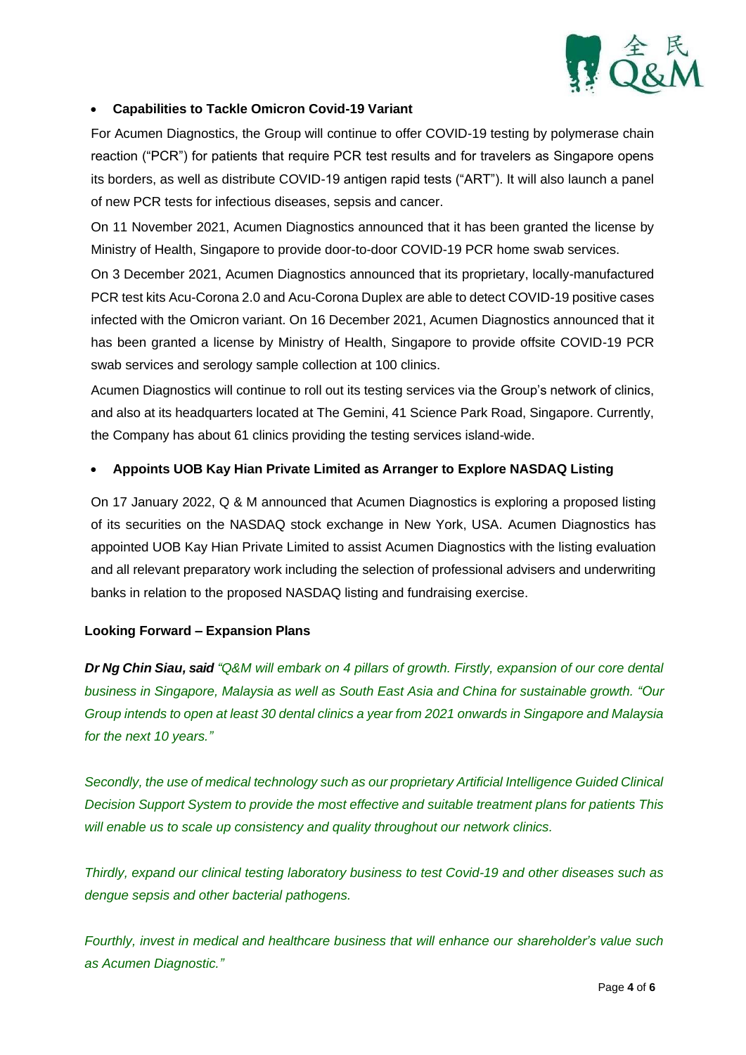- **Capabilities to Tackle Omicron Covid-19 Variant**

For Acumen Diagnostics, the Group will continue to offer COVID-19 testing by polymerase chain reaction ("PCR") for patients that require PCR test results and for travelers as Singapore opens its borders, as well as distribute COVID-19 antigen rapid tests ("ART"). It will also launch a panel of new PCR tests for infectious diseases, sepsis and cancer.

On 11 November 2021, Acumen Diagnostics announced that it has been granted the license by Ministry of Health, Singapore to provide door-to-door COVID-19 PCR home swab services.

On 3 December 2021, Acumen Diagnostics announced that its proprietary, locally-manufactured PCR test kits Acu-Corona 2.0 and Acu-Corona Duplex are able to detect COVID-19 positive cases infected with the Omicron variant. On 16 December 2021, Acumen Diagnostics announced that it has been granted a license by Ministry of Health, Singapore to provide offsite COVID-19 PCR swab services and serology sample collection at 100 clinics.

Acumen Diagnostics will continue to roll out its testing services via the Group's network of clinics, and also at its headquarters located at The Gemini, 41 Science Park Road, Singapore. Currently, the Company has about 61 clinics providing the testing services island-wide.

- **Appoints UOB Kay Hian Private Limited as Arranger to Explore NASDAQ Listing**

On 17 January 2022, Q & M announced that Acumen Diagnostics is exploring a proposed listing of its securities on the NASDAQ stock exchange in New York, USA. Acumen Diagnostics has appointed UOB Kay Hian Private Limited to assist Acumen Diagnostics with the listing evaluation and all relevant preparatory work including the selection of professional advisers and underwriting banks in relation to the proposed NASDAQ listing and fundraising exercise.

**Looking Forward – Expansion Plans**

***Dr Ng Chin Siau, said*** *"Q&M will embark on 4 pillars of growth. Firstly, expansion of our core dental business in Singapore, Malaysia as well as South East Asia and China for sustainable growth. "Our Group intends to open at least 30 dental clinics a year from 2021 onwards in Singapore and Malaysia for the next 10 years."*

*Secondly, the use of medical technology such as our proprietary Artificial Intelligence Guided Clinical Decision Support System to provide the most effective and suitable treatment plans for patients This will enable us to scale up consistency and quality throughout our network clinics.*

*Thirdly, expand our clinical testing laboratory business to test Covid-19 and other diseases such as dengue sepsis and other bacterial pathogens.*

*Fourthly, invest in medical and healthcare business that will enhance our shareholder's value such as Acumen Diagnostic."*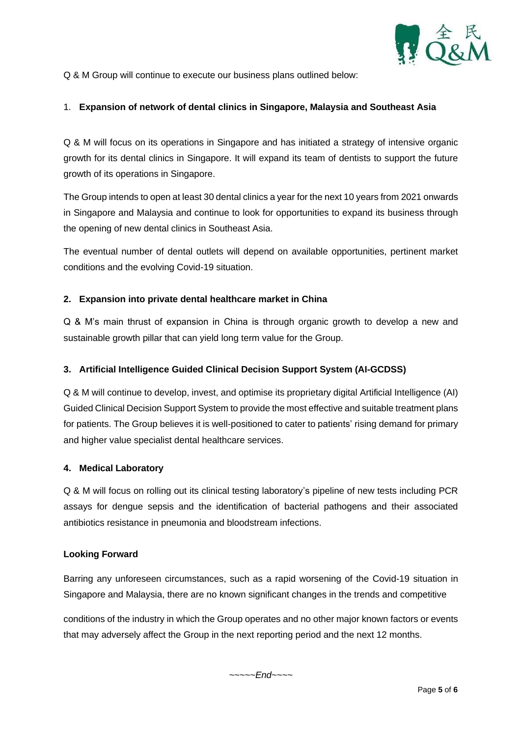Q & M Group will continue to execute our business plans outlined below:

1. **Expansion of network of dental clinics in Singapore, Malaysia and Southeast Asia**

Q & M will focus on its operations in Singapore and has initiated a strategy of intensive organic growth for its dental clinics in Singapore. It will expand its team of dentists to support the future growth of its operations in Singapore.

The Group intends to open at least 30 dental clinics a year for the next 10 years from 2021 onwards in Singapore and Malaysia and continue to look for opportunities to expand its business through the opening of new dental clinics in Southeast Asia.

The eventual number of dental outlets will depend on available opportunities, pertinent market conditions and the evolving Covid-19 situation.

2. **Expansion into private dental healthcare market in China**

Q & M's main thrust of expansion in China is through organic growth to develop a new and sustainable growth pillar that can yield long term value for the Group.

3. **Artificial Intelligence Guided Clinical Decision Support System (AI-GCDSS)**

Q & M will continue to develop, invest, and optimise its proprietary digital Artificial Intelligence (AI) Guided Clinical Decision Support System to provide the most effective and suitable treatment plans for patients. The Group believes it is well-positioned to cater to patients' rising demand for primary and higher value specialist dental healthcare services.

4. **Medical Laboratory**

Q & M will focus on rolling out its clinical testing laboratory's pipeline of new tests including PCR assays for dengue sepsis and the identification of bacterial pathogens and their associated antibiotics resistance in pneumonia and bloodstream infections.

**Looking Forward**

Barring any unforeseen circumstances, such as a rapid worsening of the Covid-19 situation in Singapore and Malaysia, there are no known significant changes in the trends and competitive conditions of the industry in which the Group operates and no other major known factors or events that may adversely affect the Group in the next reporting period and the next 12 months.

*~~~~~End~~~~*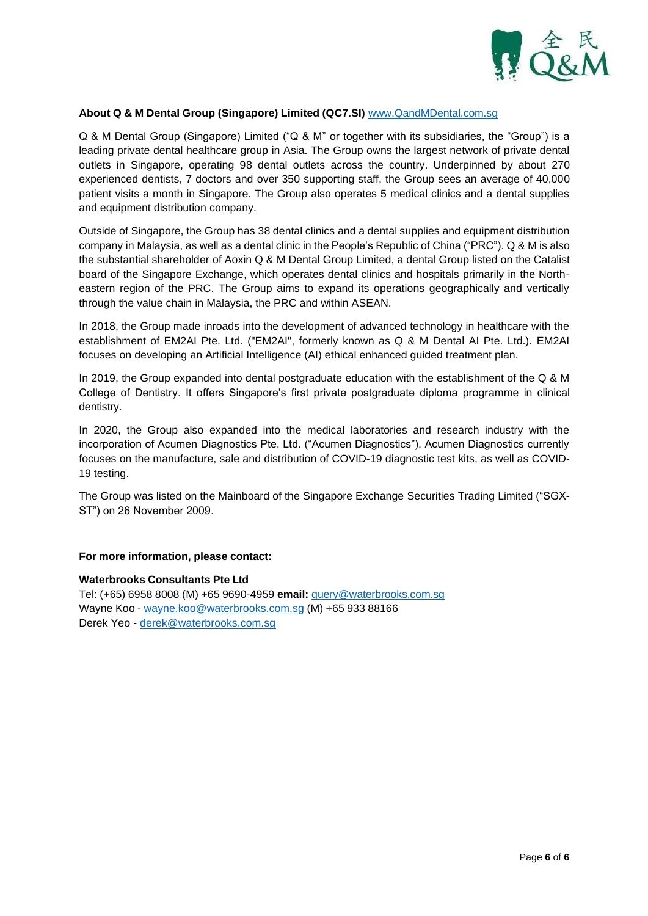**About Q & M Dental Group (Singapore) Limited (QC7.SI)** www.QandMDental.com.sg

Q & M Dental Group (Singapore) Limited ("Q & M" or together with its subsidiaries, the "Group") is a leading private dental healthcare group in Asia. The Group owns the largest network of private dental outlets in Singapore, operating 98 dental outlets across the country. Underpinned by about 270 experienced dentists, 7 doctors and over 350 supporting staff, the Group sees an average of 40,000 patient visits a month in Singapore. The Group also operates 5 medical clinics and a dental supplies and equipment distribution company.

Outside of Singapore, the Group has 38 dental clinics and a dental supplies and equipment distribution company in Malaysia, as well as a dental clinic in the People's Republic of China ("PRC"). Q & M is also the substantial shareholder of Aoxin Q & M Dental Group Limited, a dental Group listed on the Catalist board of the Singapore Exchange, which operates dental clinics and hospitals primarily in the North-eastern region of the PRC. The Group aims to expand its operations geographically and vertically through the value chain in Malaysia, the PRC and within ASEAN.

In 2018, the Group made inroads into the development of advanced technology in healthcare with the establishment of EM2AI Pte. Ltd. ("EM2AI", formerly known as Q & M Dental AI Pte. Ltd.). EM2AI focuses on developing an Artificial Intelligence (AI) ethical enhanced guided treatment plan.

In 2019, the Group expanded into dental postgraduate education with the establishment of the Q & M College of Dentistry. It offers Singapore's first private postgraduate diploma programme in clinical dentistry.

In 2020, the Group also expanded into the medical laboratories and research industry with the incorporation of Acumen Diagnostics Pte. Ltd. ("Acumen Diagnostics"). Acumen Diagnostics currently focuses on the manufacture, sale and distribution of COVID-19 diagnostic test kits, as well as COVID-19 testing.

The Group was listed on the Mainboard of the Singapore Exchange Securities Trading Limited ("SGX-ST") on 26 November 2009.

**For more information, please contact:**

**Waterbrooks Consultants Pte Ltd**
Tel: (+65) 6958 8008 (M) +65 9690-4959 **email:** query@waterbrooks.com.sg
Wayne Koo - wayne.koo@waterbrooks.com.sg (M) +65 933 88166
Derek Yeo - derek@waterbrooks.com.sg